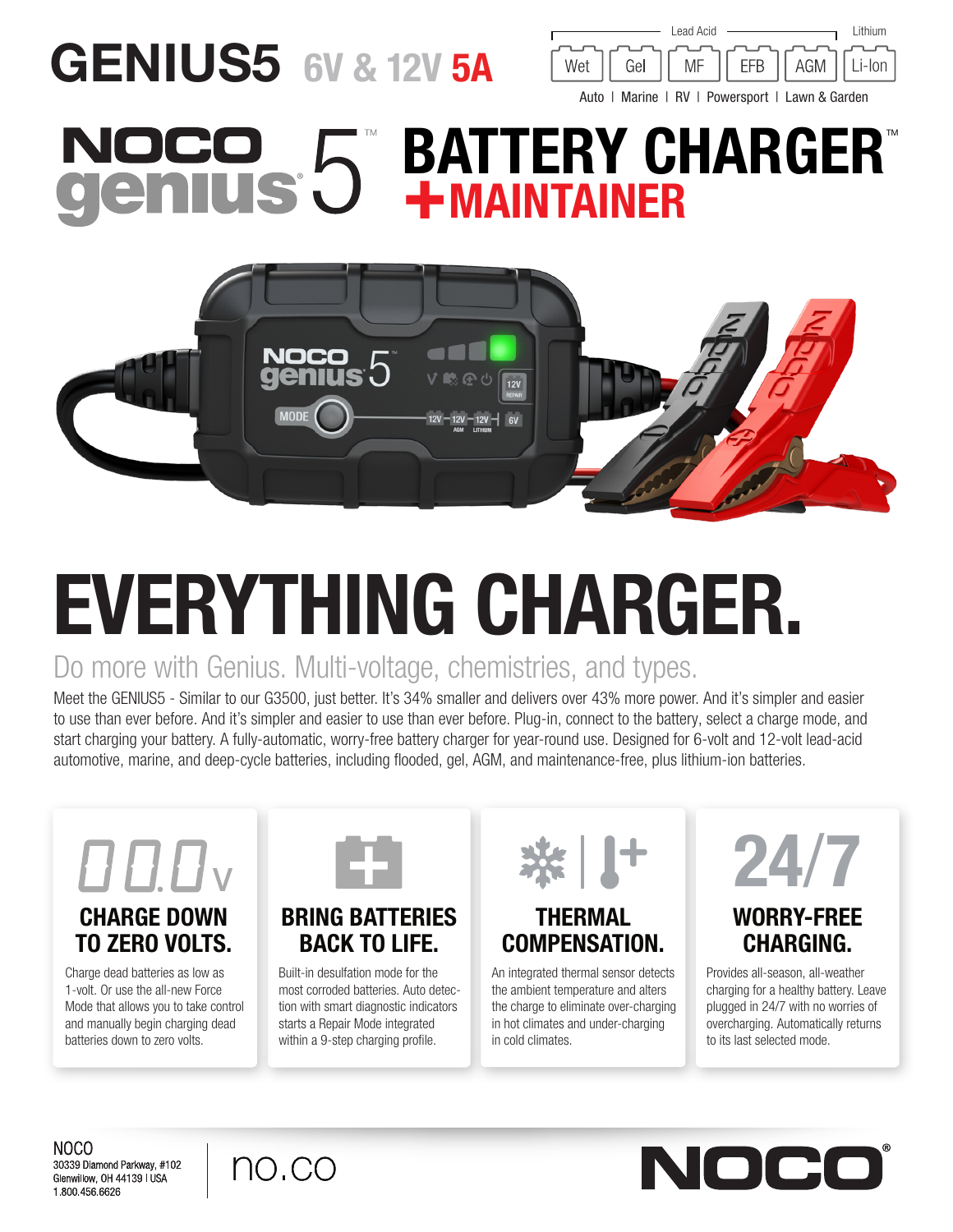# GENIUS5 6V & 12V 5A

Lead Acid — Lithium

Wet | Gel | MF | EFB | AGM | Li-Ion

Auto | Marine | RV | Powersport | Lawn & Garden

# NOCO genius 5™ BATTERY CHARGER™ +MAINTAINER

# EVERYTHING CHARGER.

## Do more with Genius. Multi-voltage, chemistries, and types.

Meet the GENIUS5 - Similar to our G3500, just better. It's 34% smaller and delivers over 43% more power. And it's simpler and easier to use than ever before. And it's simpler and easier to use than ever before. Plug-in, connect to the battery, select a charge mode, and start charging your battery. A fully-automatic, worry-free battery charger for year-round use. Designed for 6-volt and 12-volt lead-acid automotive, marine, and deep-cycle batteries, including flooded, gel, AGM, and maintenance-free, plus lithium-ion batteries.

### CHARGE DOWN TO ZERO VOLTS.

Charge dead batteries as low as 1-volt. Or use the all-new Force Mode that allows you to take control and manually begin charging dead batteries down to zero volts.

### BRING BATTERIES BACK TO LIFE.

Built-in desulfation mode for the most corroded batteries. Auto detection with smart diagnostic indicators starts a Repair Mode integrated within a 9-step charging profile.

### THERMAL COMPENSATION.

An integrated thermal sensor detects the ambient temperature and alters the charge to eliminate over-charging in hot climates and under-charging in cold climates.

### 24/7 WORRY-FREE CHARGING.

Provides all-season, all-weather charging for a healthy battery. Leave plugged in 24/7 with no worries of overcharging. Automatically returns to its last selected mode.

NOCO
30339 Diamond Parkway, #102
Glenwillow, OH 44139 | USA
1.800.456.6626

no.co

NOCO®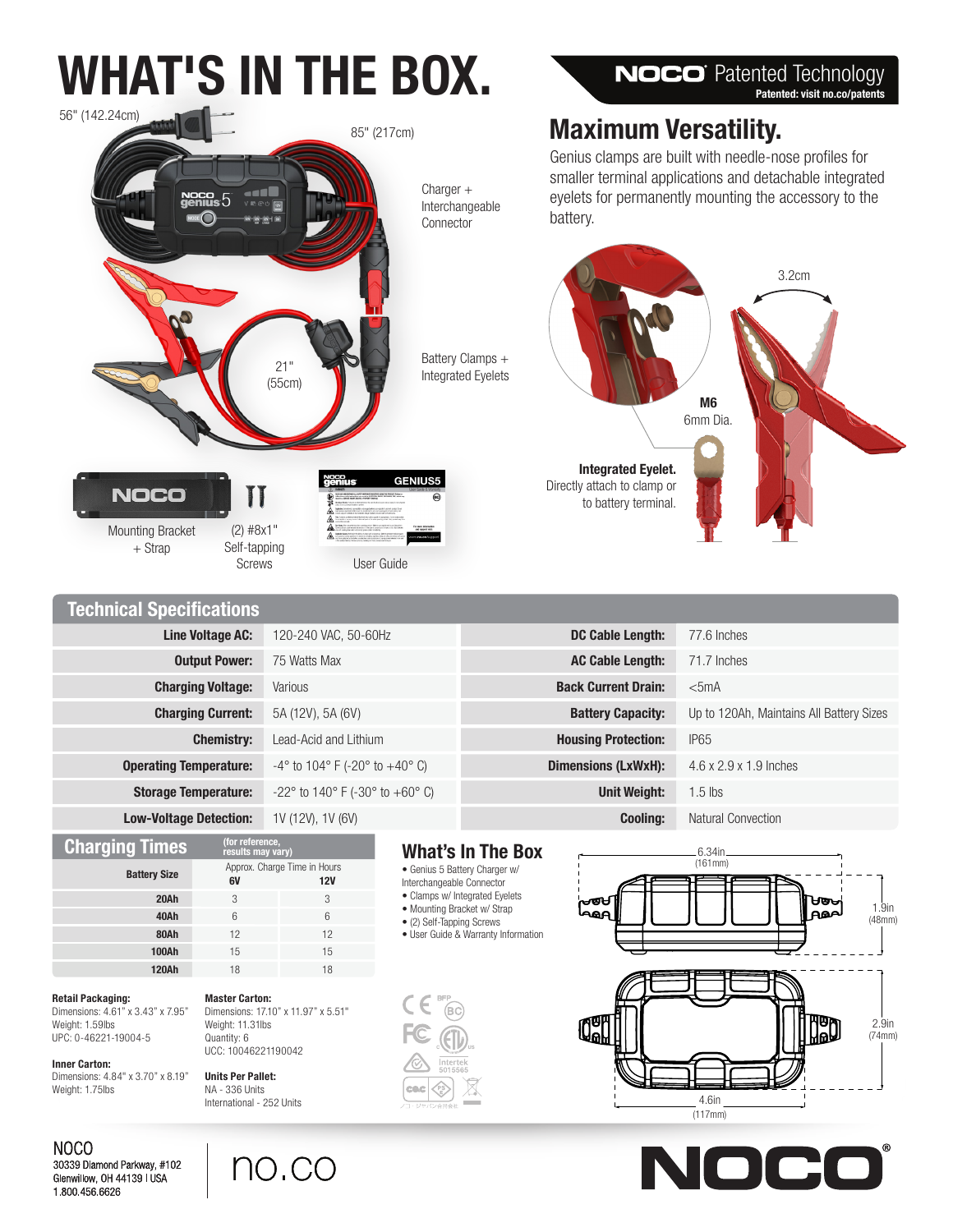# WHAT'S IN THE BOX.

56" (142.24cm)

85" (217cm)

Charger + Interchangeable Connector

21" (55cm)

Battery Clamps + Integrated Eyelets

Mounting Bracket + Strap

(2) #8x1" Self-tapping Screws

User Guide

NOCO Patented Technology
Patented: visit no.co/patents

## Maximum Versatility.

Genius clamps are built with needle-nose profiles for smaller terminal applications and detachable integrated eyelets for permanently mounting the accessory to the battery.

3.2cm

M6
6mm Dia.

**Integrated Eyelet.** Directly attach to clamp or to battery terminal.

## Technical Specifications

| | | | |
|---|---|---|---|
| **Line Voltage AC:** | 120-240 VAC, 50-60Hz | **DC Cable Length:** | 77.6 Inches |
| **Output Power:** | 75 Watts Max | **AC Cable Length:** | 71.7 Inches |
| **Charging Voltage:** | Various | **Back Current Drain:** | <5mA |
| **Charging Current:** | 5A (12V), 5A (6V) | **Battery Capacity:** | Up to 120Ah, Maintains All Battery Sizes |
| **Chemistry:** | Lead-Acid and Lithium | **Housing Protection:** | IP65 |
| **Operating Temperature:** | -4° to 104° F (-20° to +40° C) | **Dimensions (LxWxH):** | 4.6 x 2.9 x 1.9 Inches |
| **Storage Temperature:** | -22° to 140° F (-30° to +60° C) | **Unit Weight:** | 1.5 lbs |
| **Low-Voltage Detection:** | 1V (12V), 1V (6V) | **Cooling:** | Natural Convection |

## Charging Times

(for reference, results may vary)

| Battery Size | Approx. Charge Time in Hours | |
|---|---|---|
| | 6V | 12V |
| **20Ah** | 3 | 3 |
| **40Ah** | 6 | 6 |
| **80Ah** | 12 | 12 |
| **100Ah** | 15 | 15 |
| **120Ah** | 18 | 18 |

## What's In The Box

- Genius 5 Battery Charger w/ Interchangeable Connector
- Clamps w/ Integrated Eyelets
- Mounting Bracket w/ Strap
- (2) Self-Tapping Screws
- User Guide & Warranty Information

6.34in (161mm)

1.9in (48mm)

2.9in (74mm)

4.6in (117mm)

**Retail Packaging:**
Dimensions: 4.61" x 3.43" x 7.95"
Weight: 1.59lbs
UPC: 0-46221-19004-5

**Inner Carton:**
Dimensions: 4.84" x 3.70" x 8.19"
Weight: 1.75lbs

**Master Carton:**
Dimensions: 17.10" x 11.97" x 5.51"
Weight: 11.31lbs
Quantity: 6
UCC: 10046221190042

**Units Per Pallet:**
NA - 336 Units
International - 252 Units

NOCO
30339 Diamond Parkway, #102
Glenwillow, OH 44139 | USA
1.800.456.6626

no.co

NOCO®